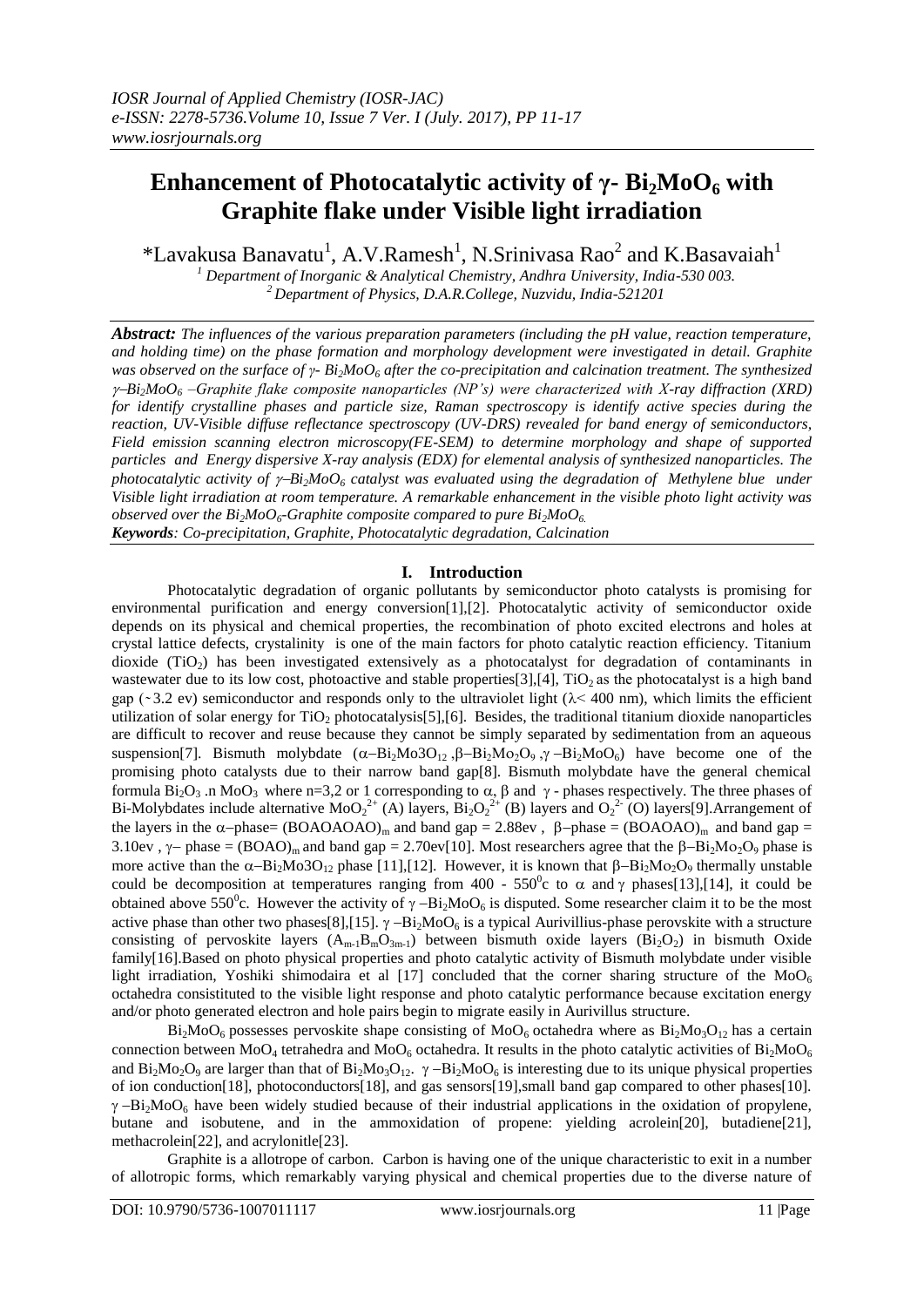# Enhancement of Photocatalytic activity of γ- $Bi_2MoO_6$ with Graphite flake under Visible light irradiation

*Lavakusa Banavatu[1], A.V.Ramesh[1], N.Srinivasa Rao[2] and K.Basavaiah[1]

[1] Department of Inorganic & Analytical Chemistry, Andhra University, India-530 003.
[2] Department of Physics, D.A.R.College, Nuzvidu, India-521201

***Abstract:*** *The influences of the various preparation parameters (including the pH value, reaction temperature, and holding time) on the phase formation and morphology development were investigated in detail. Graphite was observed on the surface of γ- $Bi_2MoO_6$ after the co-precipitation and calcination treatment. The synthesized γ–$Bi_2MoO_6$ –Graphite flake composite nanoparticles (NP's) were characterized with X-ray diffraction (XRD) for identify crystalline phases and particle size, Raman spectroscopy is identify active species during the reaction, UV-Visible diffuse reflectance spectroscopy (UV-DRS) revealed for band energy of semiconductors, Field emission scanning electron microscopy(FE-SEM) to determine morphology and shape of supported particles and Energy dispersive X-ray analysis (EDX) for elemental analysis of synthesized nanoparticles. The photocatalytic activity of γ–$Bi_2MoO_6$ catalyst was evaluated using the degradation of Methylene blue under Visible light irradiation at room temperature. A remarkable enhancement in the visible photo light activity was observed over the $Bi_2MoO_6$-Graphite composite compared to pure $Bi_2MoO_6$.*

***Keywords****: Co-precipitation, Graphite, Photocatalytic degradation, Calcination*

## I. Introduction

Photocatalytic degradation of organic pollutants by semiconductor photo catalysts is promising for environmental purification and energy conversion[1],[2]. Photocatalytic activity of semiconductor oxide depends on its physical and chemical properties, the recombination of photo excited electrons and holes at crystal lattice defects, crystalinity is one of the main factors for photo catalytic reaction efficiency. Titanium dioxide ($TiO_2$) has been investigated extensively as a photocatalyst for degradation of contaminants in wastewater due to its low cost, photoactive and stable properties[3],[4], $TiO_2$ as the photocatalyst is a high band gap (~3.2 ev) semiconductor and responds only to the ultraviolet light ($\lambda$< 400 nm), which limits the efficient utilization of solar energy for $TiO_2$ photocatalysis[5],[6]. Besides, the traditional titanium dioxide nanoparticles are difficult to recover and reuse because they cannot be simply separated by sedimentation from an aqueous suspension[7]. Bismuth molybdate (α–$Bi_2Mo3O_{12}$ ,β–$Bi_2Mo_2O_9$ ,γ –$Bi_2MoO_6$) have become one of the promising photo catalysts due to their narrow band gap[8]. Bismuth molybdate have the general chemical formula $Bi_2O_3$ .n $MoO_3$ where n=3,2 or 1 corresponding to α, β and γ - phases respectively. The three phases of Bi-Molybdates include alternative $MoO_2^{2+}$ (A) layers, $Bi_2O_2^{2+}$ (B) layers and $O_2^{2-}$ (O) layers[9].Arrangement of the layers in the α–phase= $(BOAOAOAO)_m$ and band gap = 2.88ev , β–phase = $(BOAOAO)_m$ and band gap = 3.10ev , γ– phase = $(BOAO)_m$ and band gap = 2.70ev[10]. Most researchers agree that the β–$Bi_2Mo_2O_9$ phase is more active than the α–$Bi_2Mo3O_{12}$ phase [11],[12]. However, it is known that β–$Bi_2Mo_2O_9$ thermally unstable could be decomposition at temperatures ranging from 400 - 550$^0$c to α and γ phases[13],[14], it could be obtained above 550$^0$c. However the activity of γ –$Bi_2MoO_6$ is disputed. Some researcher claim it to be the most active phase than other two phases[8],[15]. γ –$Bi_2MoO_6$ is a typical Aurivillius-phase perovskite with a structure consisting of pervoskite layers ($A_{m-1}B_mO_{3m-1}$) between bismuth oxide layers ($Bi_2O_2$) in bismuth Oxide family[16].Based on photo physical properties and photo catalytic activity of Bismuth molybdate under visible light irradiation, Yoshiki shimodaira et al [17] concluded that the corner sharing structure of the $MoO_6$ octahedra consistituted to the visible light response and photo catalytic performance because excitation energy and/or photo generated electron and hole pairs begin to migrate easily in Aurivillus structure.

$Bi_2MoO_6$ possesses pervoskite shape consisting of $MoO_6$ octahedra where as $Bi_2Mo_3O_{12}$ has a certain connection between $MoO_4$ tetrahedra and $MoO_6$ octahedra. It results in the photo catalytic activities of $Bi_2MoO_6$ and $Bi_2Mo_2O_9$ are larger than that of $Bi_2Mo_3O_{12}$. γ –$Bi_2MoO_6$ is interesting due to its unique physical properties of ion conduction[18], photoconductors[18], and gas sensors[19],small band gap compared to other phases[10]. γ –$Bi_2MoO_6$ have been widely studied because of their industrial applications in the oxidation of propylene, butane and isobutene, and in the ammoxidation of propene: yielding acrolein[20], butadiene[21], methacrolein[22], and acrylonitle[23].

Graphite is a allotrope of carbon. Carbon is having one of the unique characteristic to exit in a number of allotropic forms, which remarkably varying physical and chemical properties due to the diverse nature of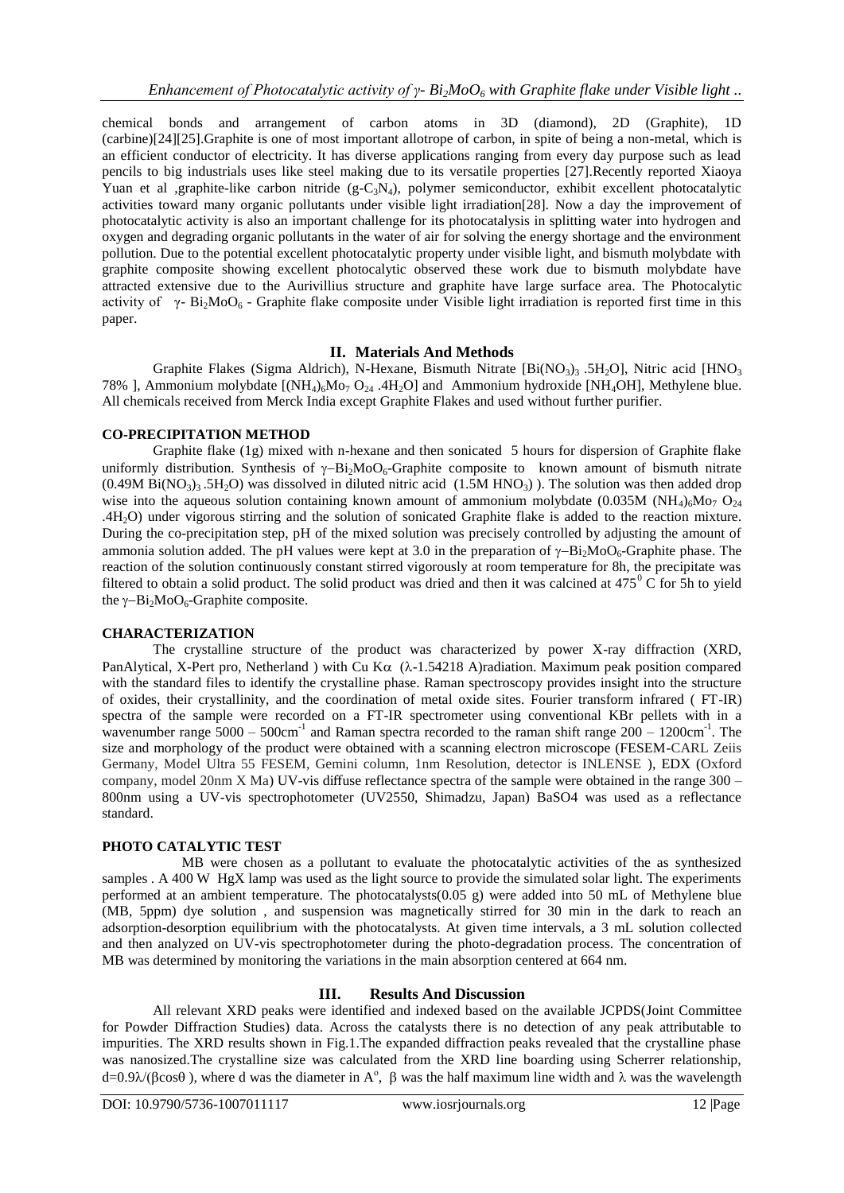chemical bonds and arrangement of carbon atoms in 3D (diamond), 2D (Graphite), 1D (carbine)[24][25].Graphite is one of most important allotrope of carbon, in spite of being a non-metal, which is an efficient conductor of electricity. It has diverse applications ranging from every day purpose such as lead pencils to big industrials uses like steel making due to its versatile properties [27].Recently reported Xiaoya Yuan et al ,graphite-like carbon nitride ($g$-$C_3N_4$), polymer semiconductor, exhibit excellent photocatalytic activities toward many organic pollutants under visible light irradiation[28]. Now a day the improvement of photocatalytic activity is also an important challenge for its photocatalysis in splitting water into hydrogen and oxygen and degrading organic pollutants in the water of air for solving the energy shortage and the environment pollution. Due to the potential excellent photocatalytic property under visible light, and bismuth molybdate with graphite composite showing excellent photocalytic observed these work due to bismuth molybdate have attracted extensive due to the Aurivillius structure and graphite have large surface area. The Photocalytic activity of $\gamma$- $Bi_2MoO_6$ - Graphite flake composite under Visible light irradiation is reported first time in this paper.

## II. Materials And Methods

Graphite Flakes (Sigma Aldrich), N-Hexane, Bismuth Nitrate [$Bi(NO_3)_3 .5H_2O$], Nitric acid [$HNO_3$ 78% ], Ammonium molybdate [$(NH_4)_6Mo_7 O_{24} .4H_2O$] and Ammonium hydroxide [$NH_4OH$], Methylene blue. All chemicals received from Merck India except Graphite Flakes and used without further purifier.

### CO-PRECIPITATION METHOD

Graphite flake (1g) mixed with n-hexane and then sonicated 5 hours for dispersion of Graphite flake uniformly distribution. Synthesis of $\gamma$–$Bi_2MoO_6$-Graphite composite to known amount of bismuth nitrate (0.49M $Bi(NO_3)_3 .5H_2O$) was dissolved in diluted nitric acid (1.5M $HNO_3$) ). The solution was then added drop wise into the aqueous solution containing known amount of ammonium molybdate (0.035M $(NH_4)_6Mo_7 O_{24} .4H_2O$) under vigorous stirring and the solution of sonicated Graphite flake is added to the reaction mixture. During the co-precipitation step, pH of the mixed solution was precisely controlled by adjusting the amount of ammonia solution added. The pH values were kept at 3.0 in the preparation of $\gamma$–$Bi_2MoO_6$-Graphite phase. The reaction of the solution continuously constant stirred vigorously at room temperature for 8h, the precipitate was filtered to obtain a solid product. The solid product was dried and then it was calcined at $475^0$ C for 5h to yield the $\gamma$–$Bi_2MoO_6$-Graphite composite.

### CHARACTERIZATION

The crystalline structure of the product was characterized by power X-ray diffraction (XRD, PanAlytical, X-Pert pro, Netherland ) with Cu K$\alpha$ ($\lambda$-1.54218 A)radiation. Maximum peak position compared with the standard files to identify the crystalline phase. Raman spectroscopy provides insight into the structure of oxides, their crystallinity, and the coordination of metal oxide sites. Fourier transform infrared ( FT-IR) spectra of the sample were recorded on a FT-IR spectrometer using conventional KBr pellets with in a wavenumber range 5000 – 500$cm^{-1}$ and Raman spectra recorded to the raman shift range 200 – 1200$cm^{-1}$. The size and morphology of the product were obtained with a scanning electron microscope (FESEM-CARL Zeiis Germany, Model Ultra 55 FESEM, Gemini column, 1nm Resolution, detector is INLENSE ), EDX (Oxford company, model 20nm X Ma) UV-vis diffuse reflectance spectra of the sample were obtained in the range 300 – 800nm using a UV-vis spectrophotometer (UV2550, Shimadzu, Japan) BaSO4 was used as a reflectance standard.

### PHOTO CATALYTIC TEST

MB were chosen as a pollutant to evaluate the photocatalytic activities of the as synthesized samples . A 400 W HgX lamp was used as the light source to provide the simulated solar light. The experiments performed at an ambient temperature. The photocatalysts(0.05 g) were added into 50 mL of Methylene blue (MB, 5ppm) dye solution , and suspension was magnetically stirred for 30 min in the dark to reach an adsorption-desorption equilibrium with the photocatalysts. At given time intervals, a 3 mL solution collected and then analyzed on UV-vis spectrophotometer during the photo-degradation process. The concentration of MB was determined by monitoring the variations in the main absorption centered at 664 nm.

## III. Results And Discussion

All relevant XRD peaks were identified and indexed based on the available JCPDS(Joint Committee for Powder Diffraction Studies) data. Across the catalysts there is no detection of any peak attributable to impurities. The XRD results shown in Fig.1.The expanded diffraction peaks revealed that the crystalline phase was nanosized.The crystalline size was calculated from the XRD line boarding using Scherrer relationship, $d=0.9\lambda/(\beta\cos\theta)$, where d was the diameter in A$^o$, $\beta$ was the half maximum line width and $\lambda$ was the wavelength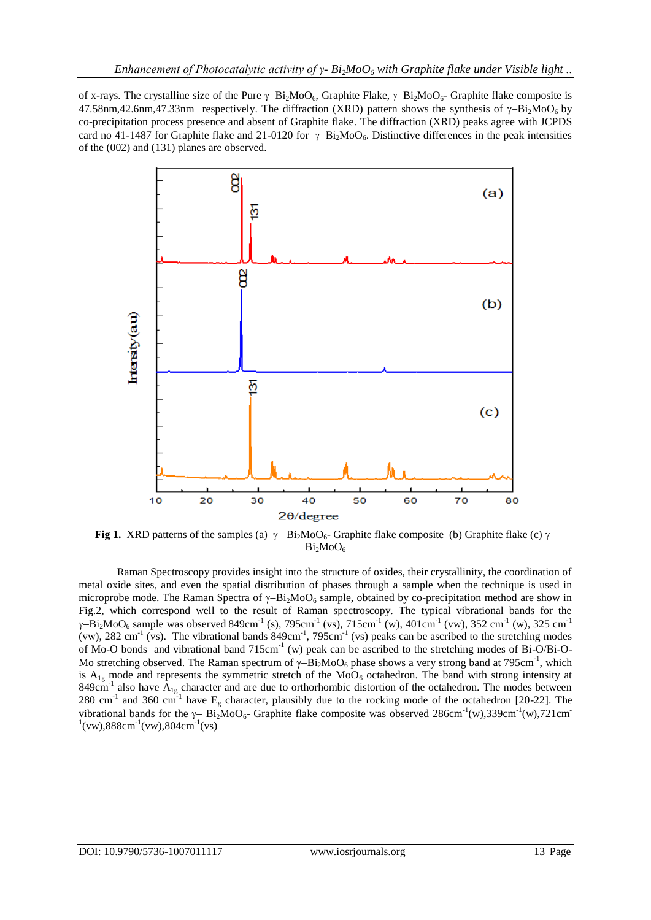of x-rays. The crystalline size of the Pure $\gamma$–$Bi_2MoO_6$, Graphite Flake, $\gamma$–$Bi_2MoO_6$- Graphite flake composite is 47.58nm,42.6nm,47.33nm respectively. The diffraction (XRD) pattern shows the synthesis of $\gamma$–$Bi_2MoO_6$ by co-precipitation process presence and absent of Graphite flake. The diffraction (XRD) peaks agree with JCPDS card no 41-1487 for Graphite flake and 21-0120 for $\gamma$–$Bi_2MoO_6$. Distinctive differences in the peak intensities of the (002) and (131) planes are observed.

**Fig 1.** XRD patterns of the samples (a) $\gamma$– $Bi_2MoO_6$- Graphite flake composite (b) Graphite flake (c) $\gamma$–$Bi_2MoO_6$

Raman Spectroscopy provides insight into the structure of oxides, their crystallinity, the coordination of metal oxide sites, and even the spatial distribution of phases through a sample when the technique is used in microprobe mode. The Raman Spectra of $\gamma$–$Bi_2MoO_6$ sample, obtained by co-precipitation method are show in Fig.2, which correspond well to the result of Raman spectroscopy. The typical vibrational bands for the $\gamma$–$Bi_2MoO_6$ sample was observed 849cm$^{-1}$ (s), 795cm$^{-1}$ (vs), 715cm$^{-1}$ (w), 401cm$^{-1}$ (vw), 352 cm$^{-1}$ (w), 325 cm$^{-1}$ (vw), 282 cm$^{-1}$ (vs). The vibrational bands 849cm$^{-1}$, 795cm$^{-1}$ (vs) peaks can be ascribed to the stretching modes of Mo-O bonds and vibrational band 715cm$^{-1}$ (w) peak can be ascribed to the stretching modes of Bi-O/Bi-O-Mo stretching observed. The Raman spectrum of $\gamma$–$Bi_2MoO_6$ phase shows a very strong band at 795cm$^{-1}$, which is $A_{1g}$ mode and represents the symmetric stretch of the $MoO_6$ octahedron. The band with strong intensity at 849cm$^{-1}$ also have $A_{1g}$ character and are due to orthorhombic distortion of the octahedron. The modes between 280 cm$^{-1}$ and 360 cm$^{-1}$ have $E_g$ character, plausibly due to the rocking mode of the octahedron [20-22]. The vibrational bands for the $\gamma$– $Bi_2MoO_6$- Graphite flake composite was observed 286cm$^{-1}$(w),339cm$^{-1}$(w),721cm$^{-1}$(vw),888cm$^{-1}$(vw),804cm$^{-1}$(vs)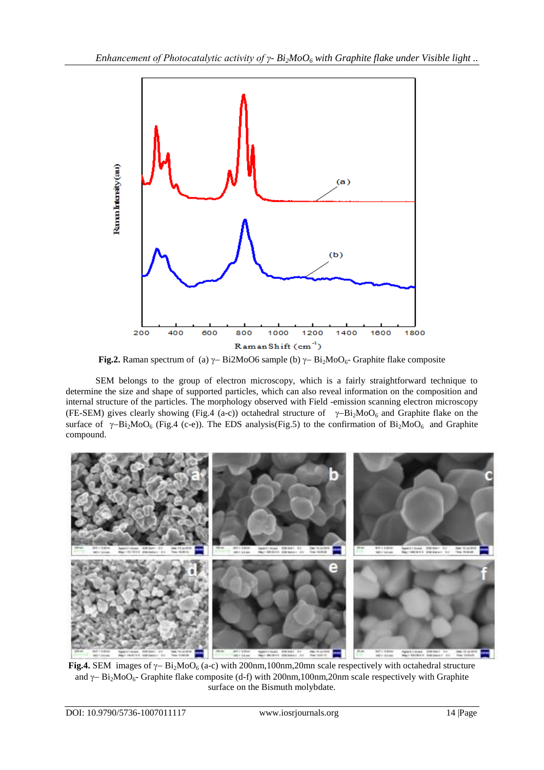**Fig.2.** Raman spectrum of (a) γ– Bi2MoO6 sample (b) γ– $Bi_2MoO_6$- Graphite flake composite

SEM belongs to the group of electron microscopy, which is a fairly straightforward technique to determine the size and shape of supported particles, which can also reveal information on the composition and internal structure of the particles. The morphology observed with Field -emission scanning electron microscopy (FE-SEM) gives clearly showing (Fig.4 (a-c)) octahedral structure of γ–$Bi_2MoO_6$ and Graphite flake on the surface of γ–$Bi_2MoO_6$ (Fig.4 (c-e)). The EDS analysis(Fig.5) to the confirmation of $Bi_2MoO_6$ and Graphite compound.

**Fig.4.** SEM images of γ– $Bi_2MoO_6$ (a-c) with 200nm,100nm,20mn scale respectively with octahedral structure and γ– $Bi_2MoO_6$- Graphite flake composite (d-f) with 200nm,100nm,20nm scale respectively with Graphite surface on the Bismuth molybdate.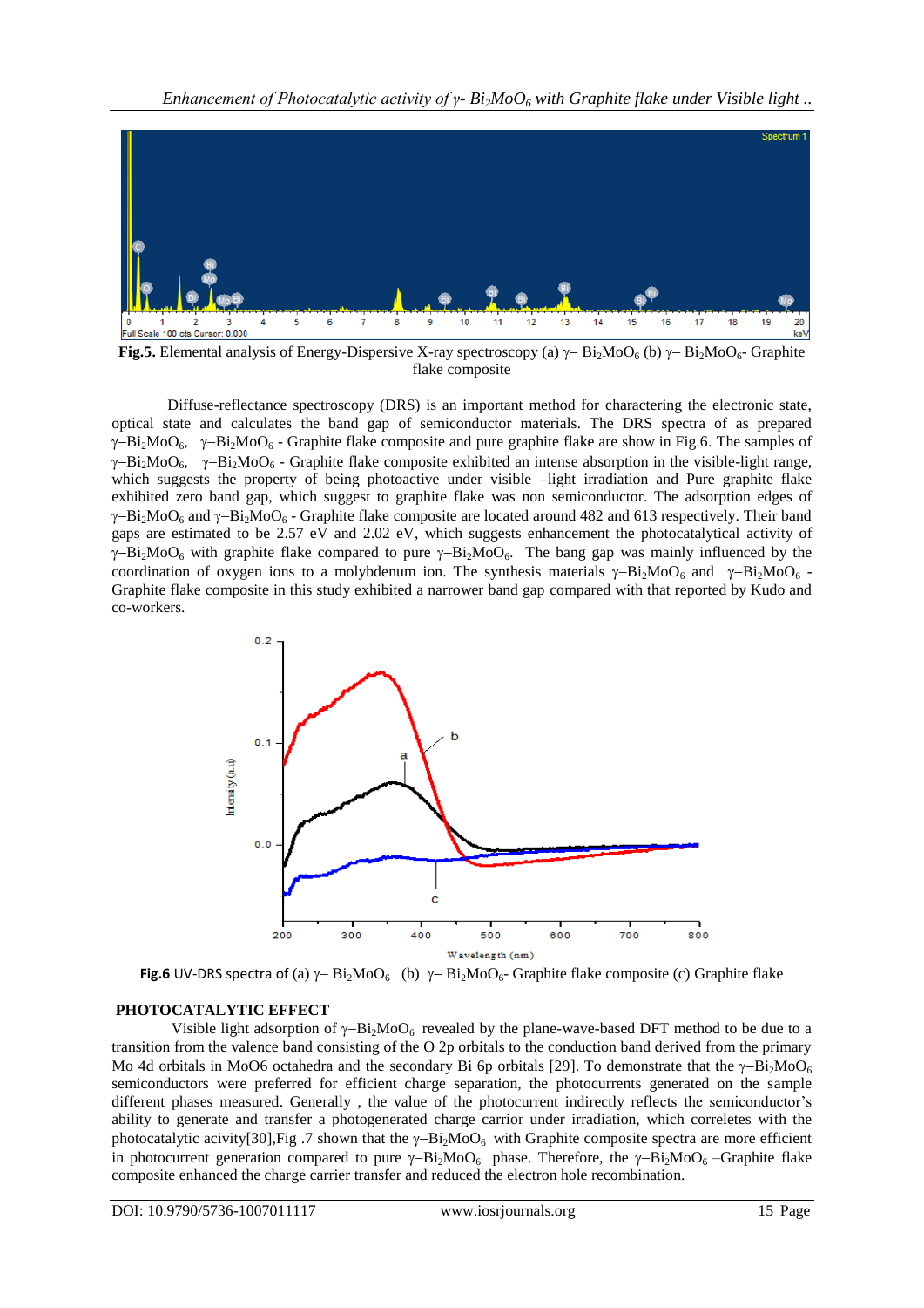**Fig.5.** Elemental analysis of Energy-Dispersive X-ray spectroscopy (a) γ– $Bi_2MoO_6$ (b) γ– $Bi_2MoO_6$- Graphite flake composite

Diffuse-reflectance spectroscopy (DRS) is an important method for charactering the electronic state, optical state and calculates the band gap of semiconductor materials. The DRS spectra of as prepared γ–$Bi_2MoO_6$, γ–$Bi_2MoO_6$ - Graphite flake composite and pure graphite flake are show in Fig.6. The samples of γ–$Bi_2MoO_6$, γ–$Bi_2MoO_6$ - Graphite flake composite exhibited an intense absorption in the visible-light range, which suggests the property of being photoactive under visible –light irradiation and Pure graphite flake exhibited zero band gap, which suggest to graphite flake was non semiconductor. The adsorption edges of γ–$Bi_2MoO_6$ and γ–$Bi_2MoO_6$ - Graphite flake composite are located around 482 and 613 respectively. Their band gaps are estimated to be 2.57 eV and 2.02 eV, which suggests enhancement the photocatalytical activity of γ–$Bi_2MoO_6$ with graphite flake compared to pure γ–$Bi_2MoO_6$. The bang gap was mainly influenced by the coordination of oxygen ions to a molybdenum ion. The synthesis materials γ–$Bi_2MoO_6$ and γ–$Bi_2MoO_6$ - Graphite flake composite in this study exhibited a narrower band gap compared with that reported by Kudo and co-workers.

**Fig.6** UV-DRS spectra of (a) γ– $Bi_2MoO_6$ (b) γ– $Bi_2MoO_6$- Graphite flake composite (c) Graphite flake

**PHOTOCATALYTIC EFFECT**

Visible light adsorption of γ–$Bi_2MoO_6$ revealed by the plane-wave-based DFT method to be due to a transition from the valence band consisting of the O 2p orbitals to the conduction band derived from the primary Mo 4d orbitals in MoO6 octahedra and the secondary Bi 6p orbitals [29]. To demonstrate that the γ–$Bi_2MoO_6$ semiconductors were preferred for efficient charge separation, the photocurrents generated on the sample different phases measured. Generally , the value of the photocurrent indirectly reflects the semiconductor's ability to generate and transfer a photogenerated charge carrier under irradiation, which correletes with the photocatalytic acivity[30],Fig .7 shown that the γ–$Bi_2MoO_6$ with Graphite composite spectra are more efficient in photocurrent generation compared to pure γ–$Bi_2MoO_6$ phase. Therefore, the γ–$Bi_2MoO_6$ –Graphite flake composite enhanced the charge carrier transfer and reduced the electron hole recombination.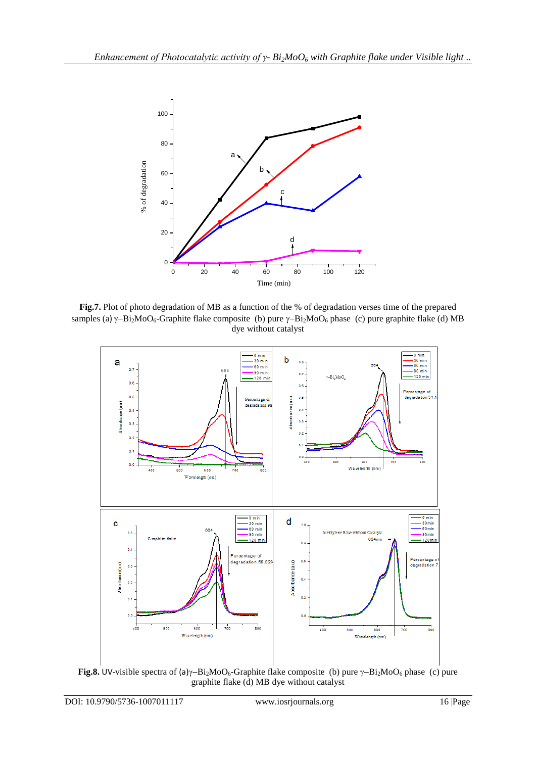**Fig.7.** Plot of photo degradation of MB as a function of the % of degradation verses time of the prepared samples (a) γ–$Bi_2MoO_6$-Graphite flake composite (b) pure γ–$Bi_2MoO_6$ phase (c) pure graphite flake (d) MB dye without catalyst

**Fig.8.** UV-visible spectra of (a)γ–$Bi_2MoO_6$-Graphite flake composite (b) pure γ–$Bi_2MoO_6$ phase (c) pure graphite flake (d) MB dye without catalyst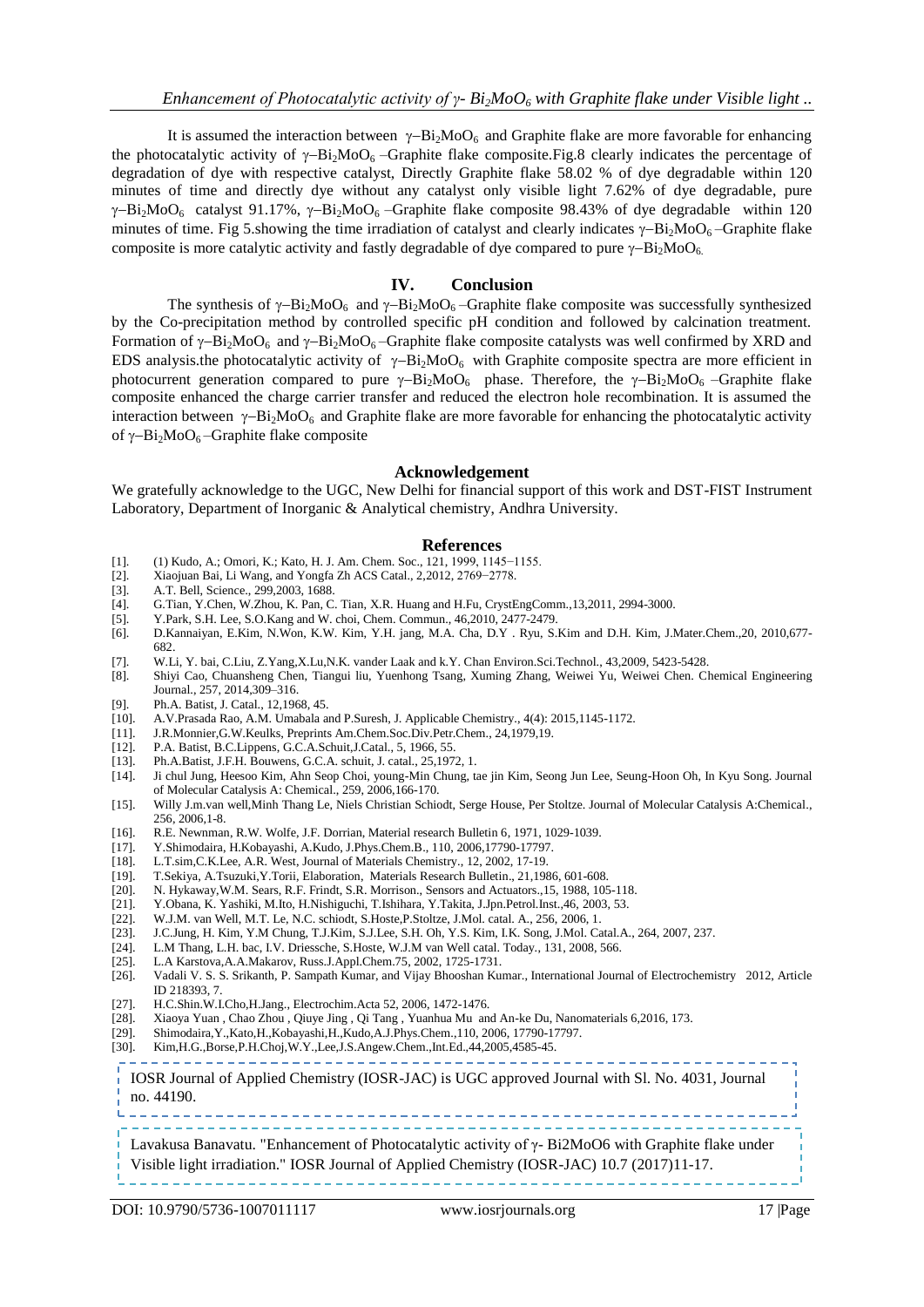It is assumed the interaction between $\gamma$–$Bi_2MoO_6$ and Graphite flake are more favorable for enhancing the photocatalytic activity of $\gamma$–$Bi_2MoO_6$ –Graphite flake composite.Fig.8 clearly indicates the percentage of degradation of dye with respective catalyst, Directly Graphite flake 58.02 % of dye degradable within 120 minutes of time and directly dye without any catalyst only visible light 7.62% of dye degradable, pure $\gamma$–$Bi_2MoO_6$ catalyst 91.17%, $\gamma$–$Bi_2MoO_6$ –Graphite flake composite 98.43% of dye degradable within 120 minutes of time. Fig 5.showing the time irradiation of catalyst and clearly indicates $\gamma$–$Bi_2MoO_6$ –Graphite flake composite is more catalytic activity and fastly degradable of dye compared to pure $\gamma$–$Bi_2MoO_6$.

## IV. Conclusion

The synthesis of $\gamma$–$Bi_2MoO_6$ and $\gamma$–$Bi_2MoO_6$ –Graphite flake composite was successfully synthesized by the Co-precipitation method by controlled specific pH condition and followed by calcination treatment. Formation of $\gamma$–$Bi_2MoO_6$ and $\gamma$–$Bi_2MoO_6$ –Graphite flake composite catalysts was well confirmed by XRD and EDS analysis.the photocatalytic activity of $\gamma$–$Bi_2MoO_6$ with Graphite composite spectra are more efficient in photocurrent generation compared to pure $\gamma$–$Bi_2MoO_6$ phase. Therefore, the $\gamma$–$Bi_2MoO_6$ –Graphite flake composite enhanced the charge carrier transfer and reduced the electron hole recombination. It is assumed the interaction between $\gamma$–$Bi_2MoO_6$ and Graphite flake are more favorable for enhancing the photocatalytic activity of $\gamma$–$Bi_2MoO_6$ –Graphite flake composite

## Acknowledgement

We gratefully acknowledge to the UGC, New Delhi for financial support of this work and DST-FIST Instrument Laboratory, Department of Inorganic & Analytical chemistry, Andhra University.

## References

[1]. (1) Kudo, A.; Omori, K.; Kato, H. J. Am. Chem. Soc., 121, 1999, 1145−1155.
[2]. Xiaojuan Bai, Li Wang, and Yongfa Zh ACS Catal., 2,2012, 2769−2778.
[3]. A.T. Bell, Science., 299,2003, 1688.
[4]. G.Tian, Y.Chen, W.Zhou, K. Pan, C. Tian, X.R. Huang and H.Fu, CrystEngComm.,13,2011, 2994-3000.
[5]. Y.Park, S.H. Lee, S.O.Kang and W. choi, Chem. Commun., 46,2010, 2477-2479.
[6]. D.Kannaiyan, E.Kim, N.Won, K.W. Kim, Y.H. jang, M.A. Cha, D.Y . Ryu, S.Kim and D.H. Kim, J.Mater.Chem.,20, 2010,677-682.
[7]. W.Li, Y. bai, C.Liu, Z.Yang,X.Lu,N.K. vander Laak and k.Y. Chan Environ.Sci.Technol., 43,2009, 5423-5428.
[8]. Shiyi Cao, Chuansheng Chen, Tiangui liu, Yuenhong Tsang, Xuming Zhang, Weiwei Yu, Weiwei Chen. Chemical Engineering Journal., 257, 2014,309–316.
[9]. Ph.A. Batist, J. Catal., 12,1968, 45.
[10]. A.V.Prasada Rao, A.M. Umabala and P.Suresh, J. Applicable Chemistry., 4(4): 2015,1145-1172.
[11]. J.R.Monnier,G.W.Keulks, Preprints Am.Chem.Soc.Div.Petr.Chem., 24,1979,19.
[12]. P.A. Batist, B.C.Lippens, G.C.A.Schuit,J.Catal., 5, 1966, 55.
[13]. Ph.A.Batist, J.F.H. Bouwens, G.C.A. schuit, J. catal., 25,1972, 1.
[14]. Ji chul Jung, Heesoo Kim, Ahn Seop Choi, young-Min Chung, tae jin Kim, Seong Jun Lee, Seung-Hoon Oh, In Kyu Song. Journal of Molecular Catalysis A: Chemical., 259, 2006,166-170.
[15]. Willy J.m.van well,Minh Thang Le, Niels Christian Schiodt, Serge House, Per Stoltze. Journal of Molecular Catalysis A:Chemical., 256, 2006,1-8.
[16]. R.E. Newnman, R.W. Wolfe, J.F. Dorrian, Material research Bulletin 6, 1971, 1029-1039.
[17]. Y.Shimodaira, H.Kobayashi, A.Kudo, J.Phys.Chem.B., 110, 2006,17790-17797.
[18]. L.T.sim,C.K.Lee, A.R. West, Journal of Materials Chemistry., 12, 2002, 17-19.
[19]. T.Sekiya, A.Tsuzuki,Y.Torii, Elaboration, Materials Research Bulletin., 21,1986, 601-608.
[20]. N. Hykaway,W.M. Sears, R.F. Frindt, S.R. Morrison., Sensors and Actuators.,15, 1988, 105-118.
[21]. Y.Obana, K. Yashiki, M.Ito, H.Nishiguchi, T.Ishihara, Y.Takita, J.Jpn.Petrol.Inst.,46, 2003, 53.
[22]. W.J.M. van Well, M.T. Le, N.C. schiodt, S.Hoste,P.Stoltze, J.Mol. catal. A., 256, 2006, 1.
[23]. J.C.Jung, H. Kim, Y.M Chung, T.J.Kim, S.J.Lee, S.H. Oh, Y.S. Kim, I.K. Song, J.Mol. Catal.A., 264, 2007, 237.
[24]. L.M Thang, L.H. bac, I.V. Driessche, S.Hoste, W.J.M van Well catal. Today., 131, 2008, 566.
[25]. L.A Karstova,A.A.Makarov, Russ.J.Appl.Chem.75, 2002, 1725-1731.
[26]. Vadali V. S. S. Srikanth, P. Sampath Kumar, and Vijay Bhooshan Kumar., International Journal of Electrochemistry 2012, Article ID 218393, 7.
[27]. H.C.Shin.W.I.Cho,H.Jang., Electrochim.Acta 52, 2006, 1472-1476.
[28]. Xiaoya Yuan , Chao Zhou , Qiuye Jing , Qi Tang , Yuanhua Mu and An-ke Du, Nanomaterials 6,2016, 173.
[29]. Shimodaira,Y.,Kato,H.,Kobayashi,H.,Kudo,A.J.Phys.Chem.,110, 2006, 17790-17797.
[30]. Kim,H.G.,Borse,P.H.Choj,W.Y.,Lee,J.S.Angew.Chem.,Int.Ed.,44,2005,4585-45.

IOSR Journal of Applied Chemistry (IOSR-JAC) is UGC approved Journal with Sl. No. 4031, Journal no. 44190.

Lavakusa Banavatu. "Enhancement of Photocatalytic activity of γ- Bi2MoO6 with Graphite flake under Visible light irradiation." IOSR Journal of Applied Chemistry (IOSR-JAC) 10.7 (2017)11-17.